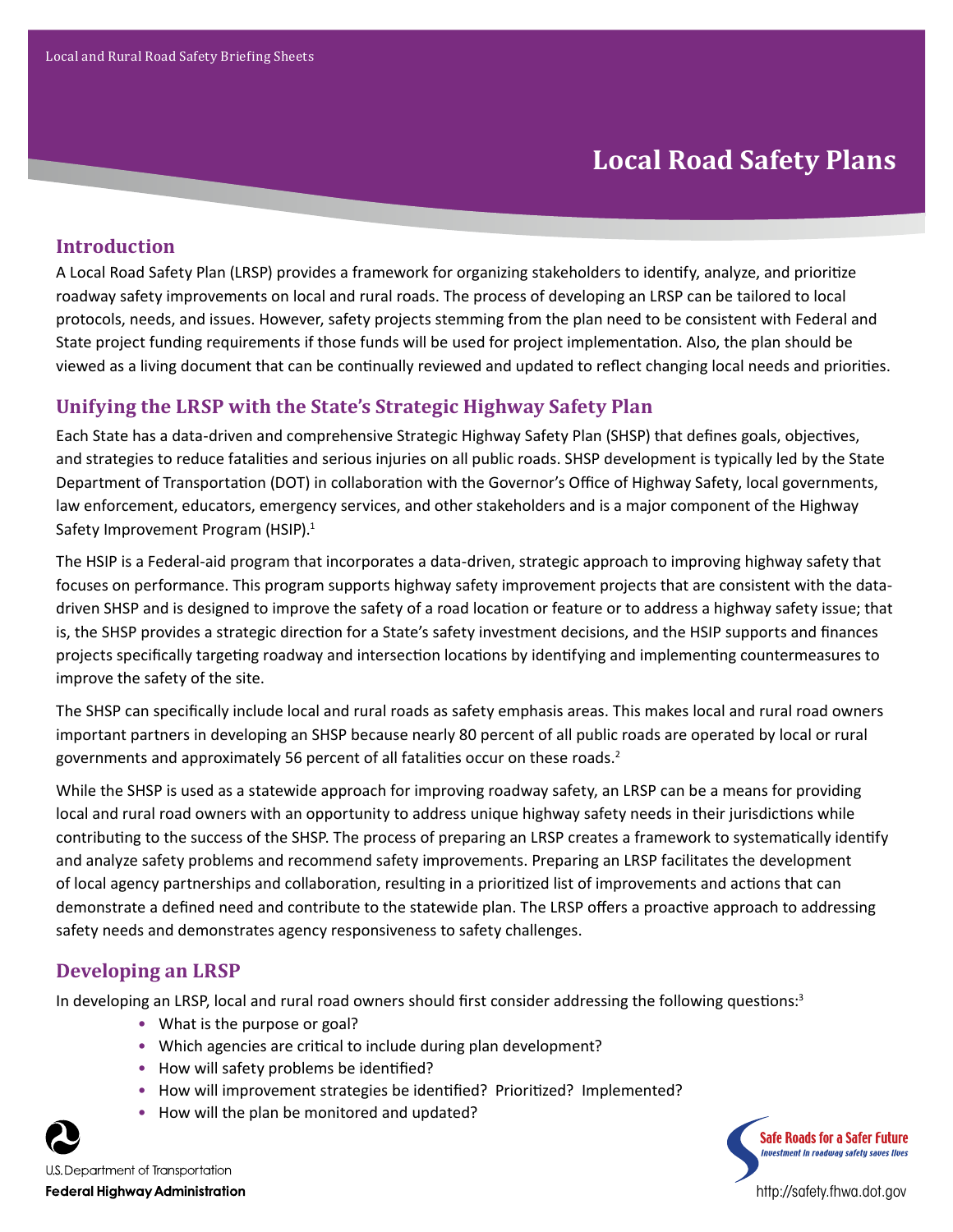# Local Road Safety Plans

## Introduction

A Local Road Safety Plan (LRSP) provides a framework for organizing stakeholders to identify, analyze, and prioritize roadway safety improvements on local and rural roads. The process of developing an LRSP can be tailored to local protocols, needs, and issues. However, safety projects stemming from the plan need to be consistent with Federal and State project funding requirements if those funds will be used for project implementation. Also, the plan should be viewed as a living document that can be continually reviewed and updated to reflect changing local needs and priorities.

## Unifying the LRSP with the State's Strategic Highway Safety Plan

Each State has a data-driven and comprehensive Strategic Highway Safety Plan (SHSP) that defines goals, objectives, and strategies to reduce fatalities and serious injuries on all public roads. SHSP development is typically led by the State Department of Transportation (DOT) in collaboration with the Governor's Office of Highway Safety, local governments, law enforcement, educators, emergency services, and other stakeholders and is a major component of the Highway Safety Improvement Program (HSIP).[1]

The HSIP is a Federal-aid program that incorporates a data-driven, strategic approach to improving highway safety that focuses on performance. This program supports highway safety improvement projects that are consistent with the data-driven SHSP and is designed to improve the safety of a road location or feature or to address a highway safety issue; that is, the SHSP provides a strategic direction for a State's safety investment decisions, and the HSIP supports and finances projects specifically targeting roadway and intersection locations by identifying and implementing countermeasures to improve the safety of the site.

The SHSP can specifically include local and rural roads as safety emphasis areas. This makes local and rural road owners important partners in developing an SHSP because nearly 80 percent of all public roads are operated by local or rural governments and approximately 56 percent of all fatalities occur on these roads.[2]

While the SHSP is used as a statewide approach for improving roadway safety, an LRSP can be a means for providing local and rural road owners with an opportunity to address unique highway safety needs in their jurisdictions while contributing to the success of the SHSP. The process of preparing an LRSP creates a framework to systematically identify and analyze safety problems and recommend safety improvements. Preparing an LRSP facilitates the development of local agency partnerships and collaboration, resulting in a prioritized list of improvements and actions that can demonstrate a defined need and contribute to the statewide plan. The LRSP offers a proactive approach to addressing safety needs and demonstrates agency responsiveness to safety challenges.

## Developing an LRSP

In developing an LRSP, local and rural road owners should first consider addressing the following questions:[3]

- What is the purpose or goal?
- Which agencies are critical to include during plan development?
- How will safety problems be identified?
- How will improvement strategies be identified? Prioritized? Implemented?
- How will the plan be monitored and updated?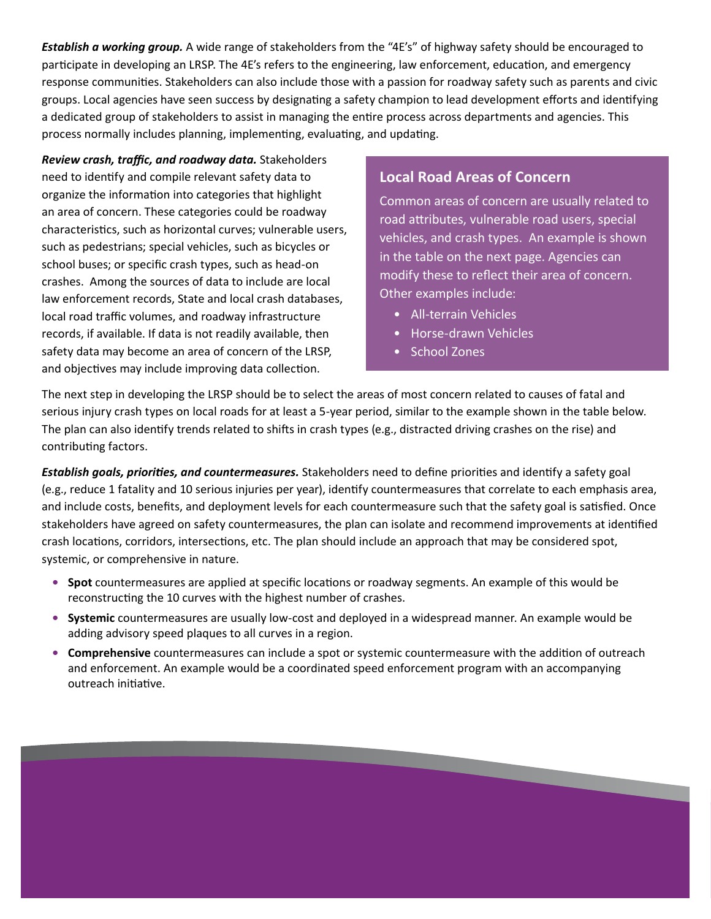***Establish a working group.*** A wide range of stakeholders from the "4E's" of highway safety should be encouraged to participate in developing an LRSP. The 4E's refers to the engineering, law enforcement, education, and emergency response communities. Stakeholders can also include those with a passion for roadway safety such as parents and civic groups. Local agencies have seen success by designating a safety champion to lead development efforts and identifying a dedicated group of stakeholders to assist in managing the entire process across departments and agencies. This process normally includes planning, implementing, evaluating, and updating.

***Review crash, traffic, and roadway data.*** Stakeholders need to identify and compile relevant safety data to organize the information into categories that highlight an area of concern. These categories could be roadway characteristics, such as horizontal curves; vulnerable users, such as pedestrians; special vehicles, such as bicycles or school buses; or specific crash types, such as head-on crashes. Among the sources of data to include are local law enforcement records, State and local crash databases, local road traffic volumes, and roadway infrastructure records, if available. If data is not readily available, then safety data may become an area of concern of the LRSP, and objectives may include improving data collection.

### Local Road Areas of Concern

Common areas of concern are usually related to road attributes, vulnerable road users, special vehicles, and crash types. An example is shown in the table on the next page. Agencies can modify these to reflect their area of concern. Other examples include:

- All-terrain Vehicles
- Horse-drawn Vehicles
- School Zones

The next step in developing the LRSP should be to select the areas of most concern related to causes of fatal and serious injury crash types on local roads for at least a 5-year period, similar to the example shown in the table below. The plan can also identify trends related to shifts in crash types (e.g., distracted driving crashes on the rise) and contributing factors.

***Establish goals, priorities, and countermeasures.*** Stakeholders need to define priorities and identify a safety goal (e.g., reduce 1 fatality and 10 serious injuries per year), identify countermeasures that correlate to each emphasis area, and include costs, benefits, and deployment levels for each countermeasure such that the safety goal is satisfied. Once stakeholders have agreed on safety countermeasures, the plan can isolate and recommend improvements at identified crash locations, corridors, intersections, etc. The plan should include an approach that may be considered spot, systemic, or comprehensive in nature.

- **Spot** countermeasures are applied at specific locations or roadway segments. An example of this would be reconstructing the 10 curves with the highest number of crashes.
- **Systemic** countermeasures are usually low-cost and deployed in a widespread manner. An example would be adding advisory speed plaques to all curves in a region.
- **Comprehensive** countermeasures can include a spot or systemic countermeasure with the addition of outreach and enforcement. An example would be a coordinated speed enforcement program with an accompanying outreach initiative.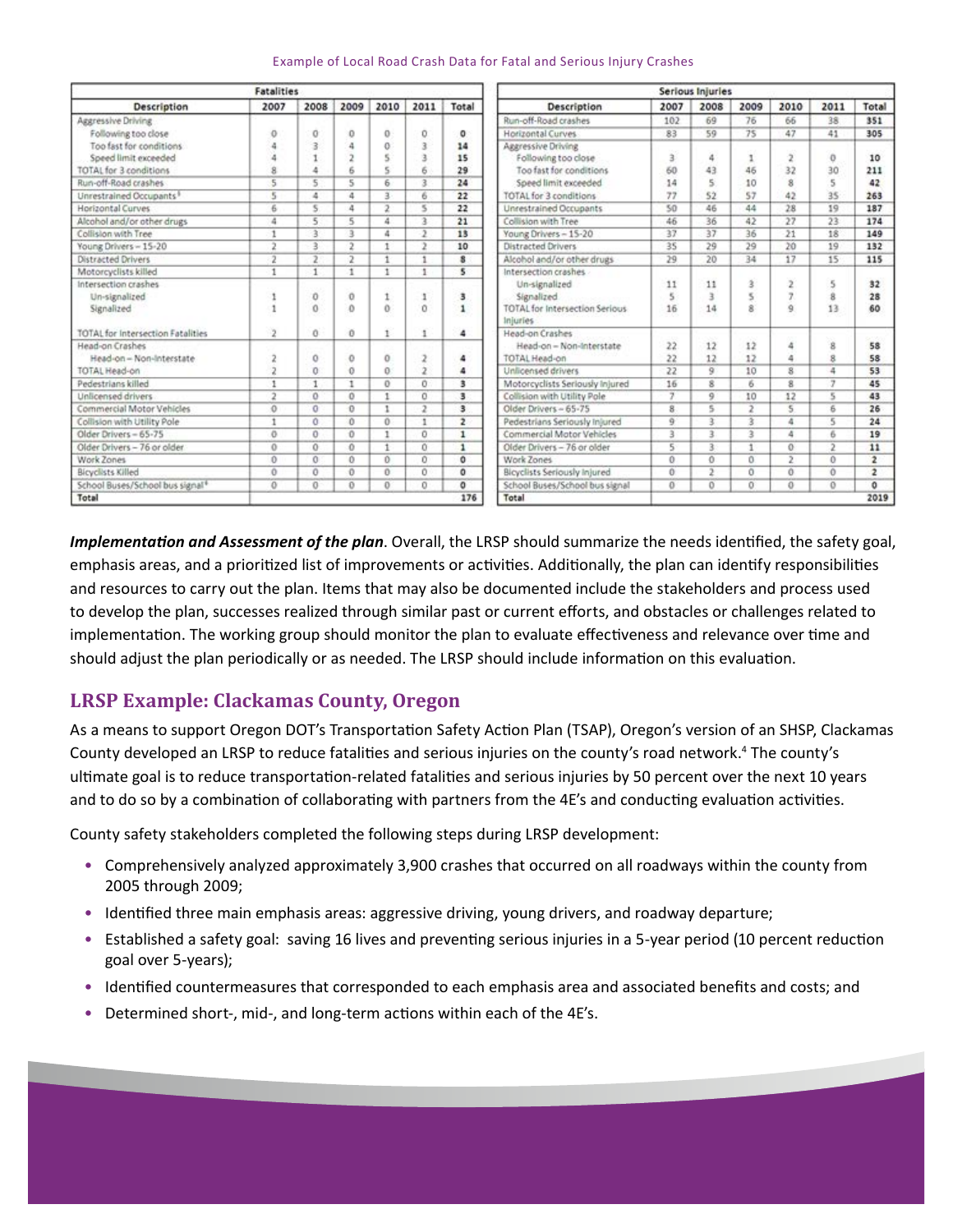Example of Local Road Crash Data for Fatal and Serious Injury Crashes

| Fatalities | | | | | | |
|---|---|---|---|---|---|---|
| Description | 2007 | 2008 | 2009 | 2010 | 2011 | Total |
| Aggressive Driving | | | | | | |
| Following too close | 0 | 0 | 0 | 0 | 0 | 0 |
| Too fast for conditions | 4 | 3 | 4 | 0 | 3 | 14 |
| Speed limit exceeded | 4 | 1 | 2 | 5 | 3 | 15 |
| TOTAL for 3 conditions | 8 | 4 | 6 | 5 | 6 | 29 |
| Run-off-Road crashes | 5 | 5 | 5 | 6 | 3 | 24 |
| Unrestrained Occupants[3] | 5 | 4 | 4 | 3 | 6 | 22 |
| Horizontal Curves | 6 | 5 | 4 | 2 | 5 | 22 |
| Alcohol and/or other drugs | 4 | 5 | 5 | 4 | 3 | 21 |
| Collision with Tree | 1 | 3 | 3 | 4 | 2 | 13 |
| Young Drivers – 15-20 | 2 | 3 | 2 | 1 | 2 | 10 |
| Distracted Drivers | 2 | 2 | 2 | 1 | 1 | 8 |
| Motorcyclists killed | 1 | 1 | 1 | 1 | 1 | 5 |
| Intersection crashes | | | | | | |
| Un-signalized | 1 | 0 | 0 | 1 | 1 | 3 |
| Signalized | 1 | 0 | 0 | 0 | 0 | 1 |
| TOTAL for Intersection Fatalities | 2 | 0 | 0 | 1 | 1 | 4 |
| Head-on Crashes | | | | | | |
| Head-on – Non-Interstate | 2 | 0 | 0 | 0 | 2 | 4 |
| TOTAL Head-on | 2 | 0 | 0 | 0 | 2 | 4 |
| Pedestrians killed | 1 | 1 | 1 | 0 | 0 | 3 |
| Unlicensed drivers | 2 | 0 | 0 | 1 | 0 | 3 |
| Commercial Motor Vehicles | 0 | 0 | 0 | 1 | 2 | 3 |
| Collision with Utility Pole | 1 | 0 | 0 | 0 | 1 | 2 |
| Older Drivers – 65-75 | 0 | 0 | 0 | 1 | 0 | 1 |
| Older Drivers – 76 or older | 0 | 0 | 0 | 1 | 0 | 1 |
| Work Zones | 0 | 0 | 0 | 0 | 0 | 0 |
| Bicyclists Killed | 0 | 0 | 0 | 0 | 0 | 0 |
| School Buses/School bus signal[4] | 0 | 0 | 0 | 0 | 0 | 0 |
| Total | | | | | | 176 |

| Serious Injuries | | | | | | |
|---|---|---|---|---|---|---|
| Description | 2007 | 2008 | 2009 | 2010 | 2011 | Total |
| Run-off-Road crashes | 102 | 69 | 76 | 66 | 38 | 351 |
| Horizontal Curves | 83 | 59 | 75 | 47 | 41 | 305 |
| Aggressive Driving | | | | | | |
| Following too close | 3 | 4 | 1 | 2 | 0 | 10 |
| Too fast for conditions | 60 | 43 | 46 | 32 | 30 | 211 |
| Speed limit exceeded | 14 | 5 | 10 | 8 | 5 | 42 |
| TOTAL for 3 conditions | 77 | 52 | 57 | 42 | 35 | 263 |
| Unrestrained Occupants | 50 | 46 | 44 | 28 | 19 | 187 |
| Collision with Tree | 46 | 36 | 42 | 27 | 23 | 174 |
| Young Drivers – 15-20 | 37 | 37 | 36 | 21 | 18 | 149 |
| Distracted Drivers | 35 | 29 | 29 | 20 | 19 | 132 |
| Alcohol and/or other drugs | 29 | 20 | 34 | 17 | 15 | 115 |
| Intersection crashes | | | | | | |
| Un-signalized | 11 | 11 | 3 | 2 | 5 | 32 |
| Signalized | 5 | 3 | 5 | 7 | 8 | 28 |
| TOTAL for Intersection Serious Injuries | 16 | 14 | 8 | 9 | 13 | 60 |
| Head-on Crashes | | | | | | |
| Head-on – Non-Interstate | 22 | 12 | 12 | 4 | 8 | 58 |
| TOTAL Head-on | 22 | 12 | 12 | 4 | 8 | 58 |
| Unlicensed drivers | 22 | 9 | 10 | 8 | 4 | 53 |
| Motorcyclists Seriously Injured | 16 | 8 | 6 | 8 | 7 | 45 |
| Collision with Utility Pole | 7 | 9 | 10 | 12 | 5 | 43 |
| Older Drivers – 65-75 | 8 | 5 | 2 | 5 | 6 | 26 |
| Pedestrians Seriously Injured | 9 | 3 | 3 | 4 | 5 | 24 |
| Commercial Motor Vehicles | 3 | 3 | 3 | 4 | 6 | 19 |
| Older Drivers – 76 or older | 5 | 3 | 1 | 0 | 2 | 11 |
| Work Zones | 0 | 0 | 0 | 2 | 0 | 2 |
| Bicyclists Seriously Injured | 0 | 2 | 0 | 0 | 0 | 2 |
| School Buses/School bus signal | 0 | 0 | 0 | 0 | 0 | 0 |
| Total | | | | | | 2019 |

***Implementation and Assessment of the plan***. Overall, the LRSP should summarize the needs identified, the safety goal, emphasis areas, and a prioritized list of improvements or activities. Additionally, the plan can identify responsibilities and resources to carry out the plan. Items that may also be documented include the stakeholders and process used to develop the plan, successes realized through similar past or current efforts, and obstacles or challenges related to implementation. The working group should monitor the plan to evaluate effectiveness and relevance over time and should adjust the plan periodically or as needed. The LRSP should include information on this evaluation.

## LRSP Example: Clackamas County, Oregon

As a means to support Oregon DOT's Transportation Safety Action Plan (TSAP), Oregon's version of an SHSP, Clackamas County developed an LRSP to reduce fatalities and serious injuries on the county's road network.[4] The county's ultimate goal is to reduce transportation-related fatalities and serious injuries by 50 percent over the next 10 years and to do so by a combination of collaborating with partners from the 4E's and conducting evaluation activities.

County safety stakeholders completed the following steps during LRSP development:

- Comprehensively analyzed approximately 3,900 crashes that occurred on all roadways within the county from 2005 through 2009;
- Identified three main emphasis areas: aggressive driving, young drivers, and roadway departure;
- Established a safety goal: saving 16 lives and preventing serious injuries in a 5-year period (10 percent reduction goal over 5-years);
- Identified countermeasures that corresponded to each emphasis area and associated benefits and costs; and
- Determined short-, mid-, and long-term actions within each of the 4E's.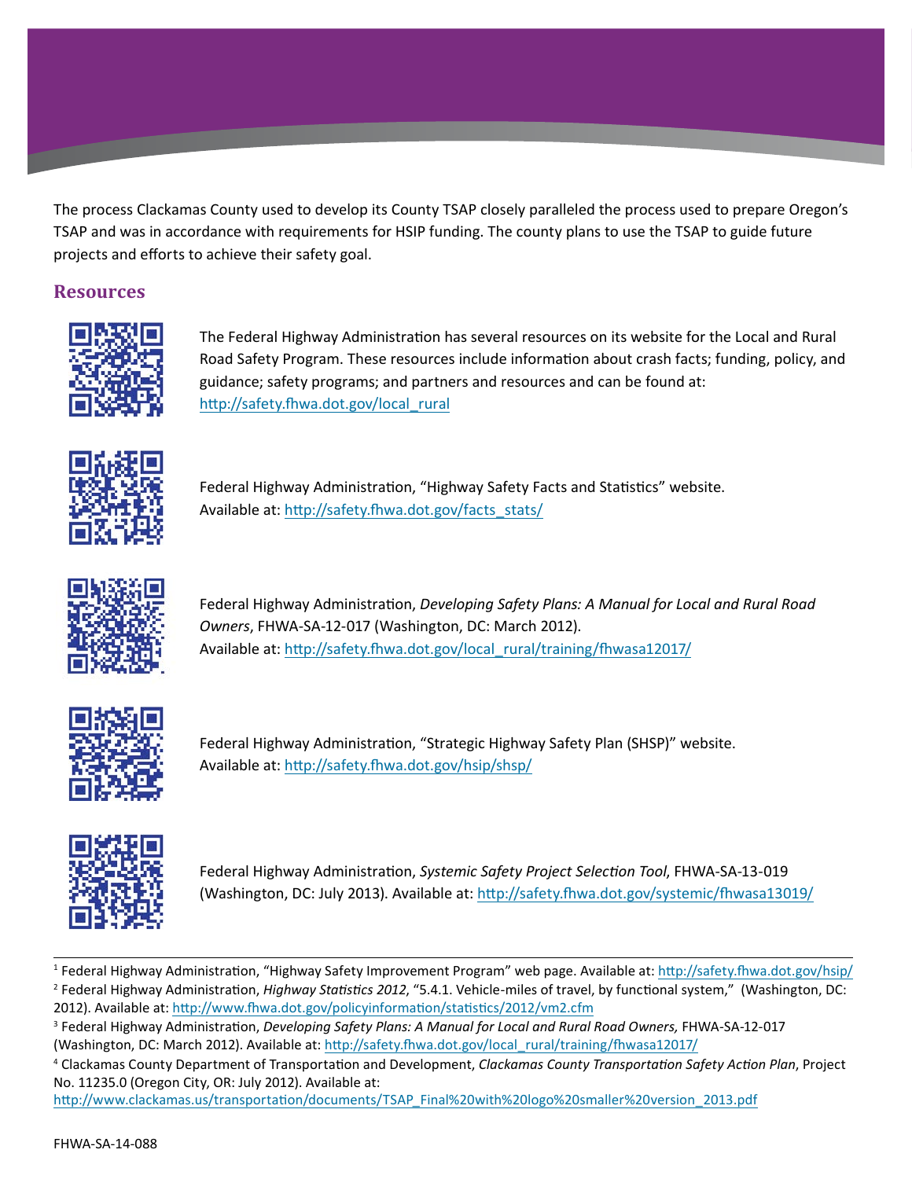The process Clackamas County used to develop its County TSAP closely paralleled the process used to prepare Oregon's TSAP and was in accordance with requirements for HSIP funding. The county plans to use the TSAP to guide future projects and efforts to achieve their safety goal.

## Resources

The Federal Highway Administration has several resources on its website for the Local and Rural Road Safety Program. These resources include information about crash facts; funding, policy, and guidance; safety programs; and partners and resources and can be found at: http://safety.fhwa.dot.gov/local_rural

Federal Highway Administration, "Highway Safety Facts and Statistics" website. Available at: http://safety.fhwa.dot.gov/facts_stats/

Federal Highway Administration, *Developing Safety Plans: A Manual for Local and Rural Road Owners*, FHWA-SA-12-017 (Washington, DC: March 2012). Available at: http://safety.fhwa.dot.gov/local_rural/training/fhwasa12017/

Federal Highway Administration, "Strategic Highway Safety Plan (SHSP)" website. Available at: http://safety.fhwa.dot.gov/hsip/shsp/

Federal Highway Administration, *Systemic Safety Project Selection Tool*, FHWA-SA-13-019 (Washington, DC: July 2013). Available at: http://safety.fhwa.dot.gov/systemic/fhwasa13019/

---

[1] Federal Highway Administration, "Highway Safety Improvement Program" web page. Available at: http://safety.fhwa.dot.gov/hsip/

[2] Federal Highway Administration, *Highway Statistics 2012*, "5.4.1. Vehicle-miles of travel, by functional system," (Washington, DC: 2012). Available at: http://www.fhwa.dot.gov/policyinformation/statistics/2012/vm2.cfm

[3] Federal Highway Administration, *Developing Safety Plans: A Manual for Local and Rural Road Owners,* FHWA-SA-12-017 (Washington, DC: March 2012). Available at: http://safety.fhwa.dot.gov/local_rural/training/fhwasa12017/

[4] Clackamas County Department of Transportation and Development, *Clackamas County Transportation Safety Action Plan*, Project No. 11235.0 (Oregon City, OR: July 2012). Available at: http://www.clackamas.us/transportation/documents/TSAP_Final%20with%20logo%20smaller%20version_2013.pdf

FHWA-SA-14-088